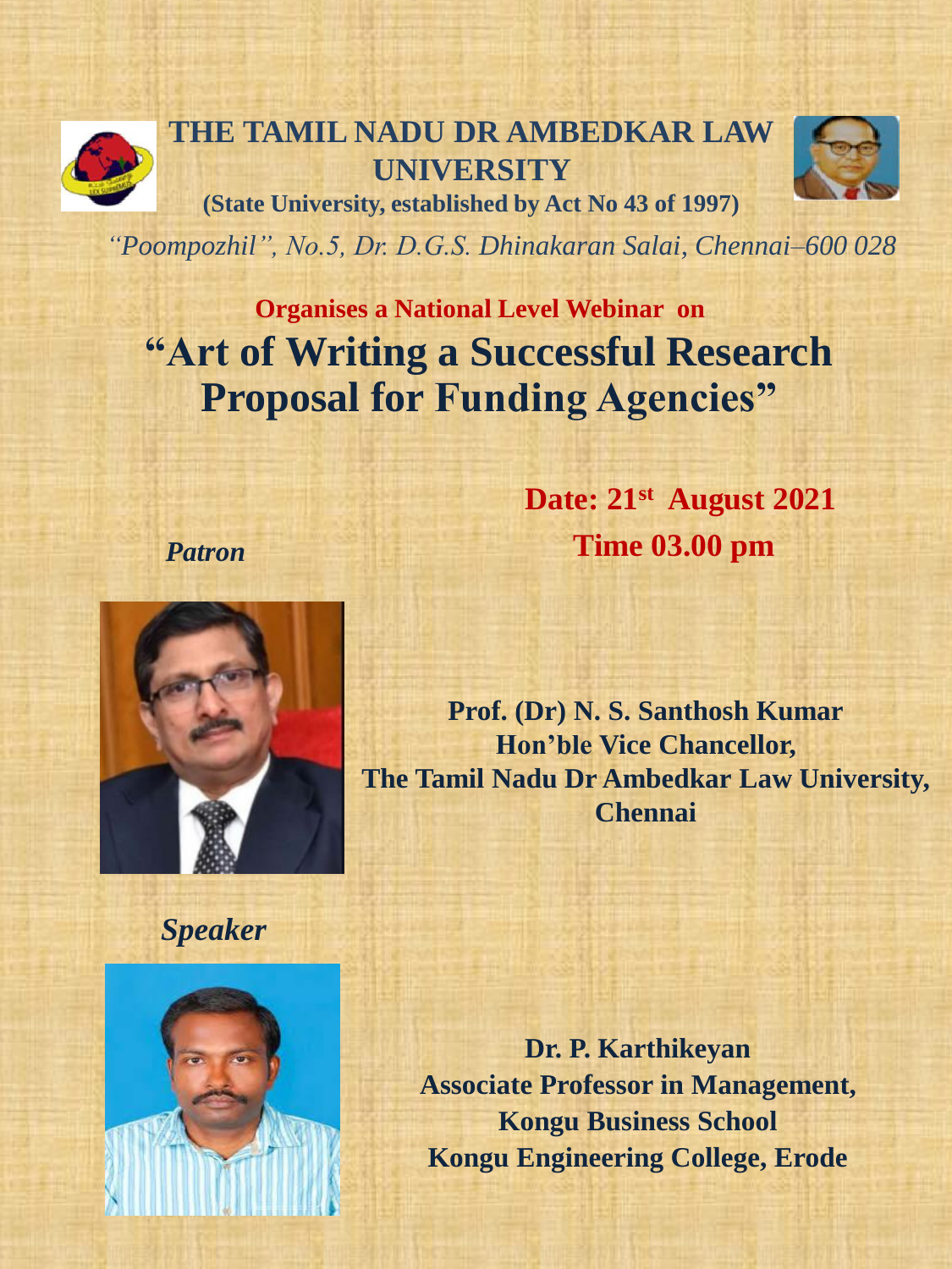# THE TAMIL NADU DR AMBEDKAR LAW UNIVERSITY

**(State University, established by Act No 43 of 1997)**

*"Poompozhil", No.5, Dr. D.G.S. Dhinakaran Salai, Chennai–600 028*

**Organises a National Level Webinar on**

## "Art of Writing a Successful Research Proposal for Funding Agencies"

**Date: 21st August 2021**

**Time 03.00 pm**

***Patron***

**Prof. (Dr) N. S. Santhosh Kumar**
**Hon'ble Vice Chancellor,**
**The Tamil Nadu Dr Ambedkar Law University,**
**Chennai**

***Speaker***

**Dr. P. Karthikeyan**
**Associate Professor in Management,**
**Kongu Business School**
**Kongu Engineering College, Erode**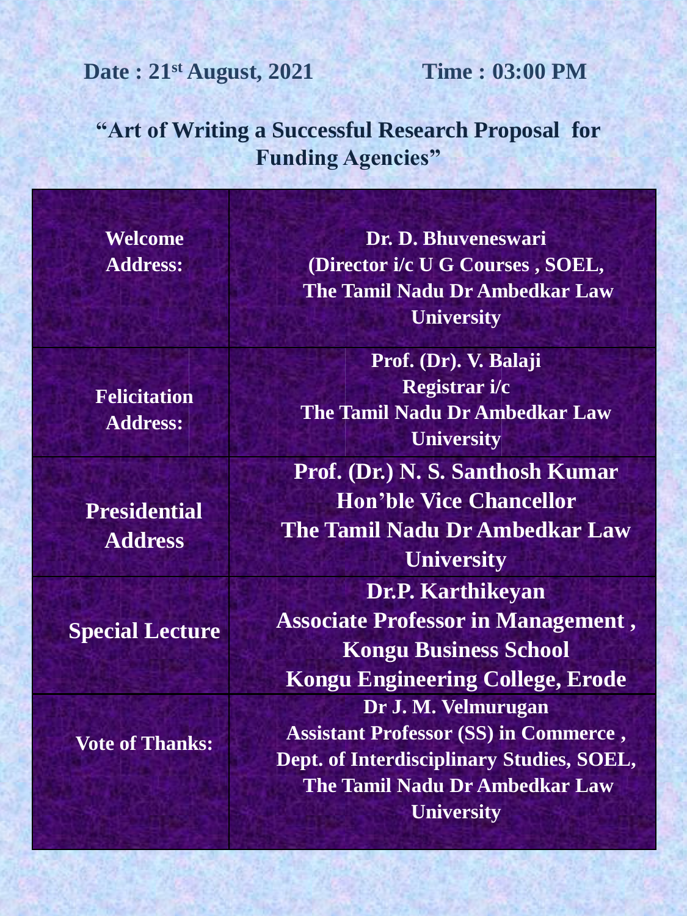**Date : 21st August, 2021** **Time : 03:00 PM**

## "Art of Writing a Successful Research Proposal for Funding Agencies"

| | |
|---|---|
| **Welcome Address:** | **Dr. D. Bhuveneswari (Director i/c U G Courses , SOEL, The Tamil Nadu Dr Ambedkar Law University** |
| **Felicitation Address:** | **Prof. (Dr). V. Balaji Registrar i/c The Tamil Nadu Dr Ambedkar Law University** |
| **Presidential Address** | **Prof. (Dr.) N. S. Santhosh Kumar Hon'ble Vice Chancellor The Tamil Nadu Dr Ambedkar Law University** |
| **Special Lecture** | **Dr.P. Karthikeyan Associate Professor in Management , Kongu Business School Kongu Engineering College, Erode** |
| **Vote of Thanks:** | **Dr J. M. Velmurugan Assistant Professor (SS) in Commerce , Dept. of Interdisciplinary Studies, SOEL, The Tamil Nadu Dr Ambedkar Law University** |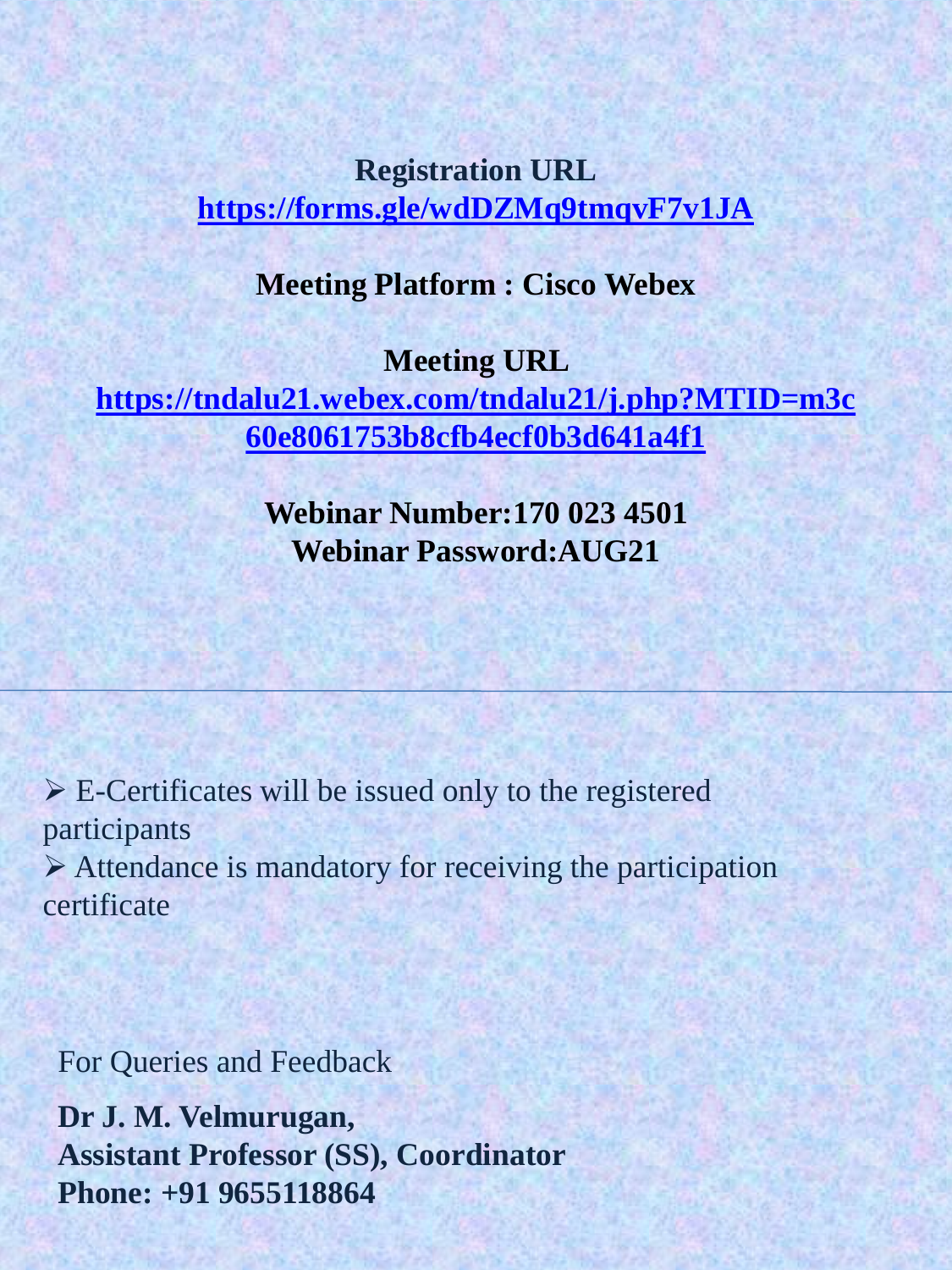**Registration URL**
**https://forms.gle/wdDZMq9tmqvF7v1JA**

**Meeting Platform : Cisco Webex**

**Meeting URL**
**https://tndalu21.webex.com/tndalu21/j.php?MTID=m3c60e8061753b8cfb4ecf0b3d641a4f1**

**Webinar Number:170 023 4501**
**Webinar Password:AUG21**

---

- E-Certificates will be issued only to the registered participants
- Attendance is mandatory for receiving the participation certificate

For Queries and Feedback

**Dr J. M. Velmurugan,**
**Assistant Professor (SS), Coordinator**
**Phone: +91 9655118864**